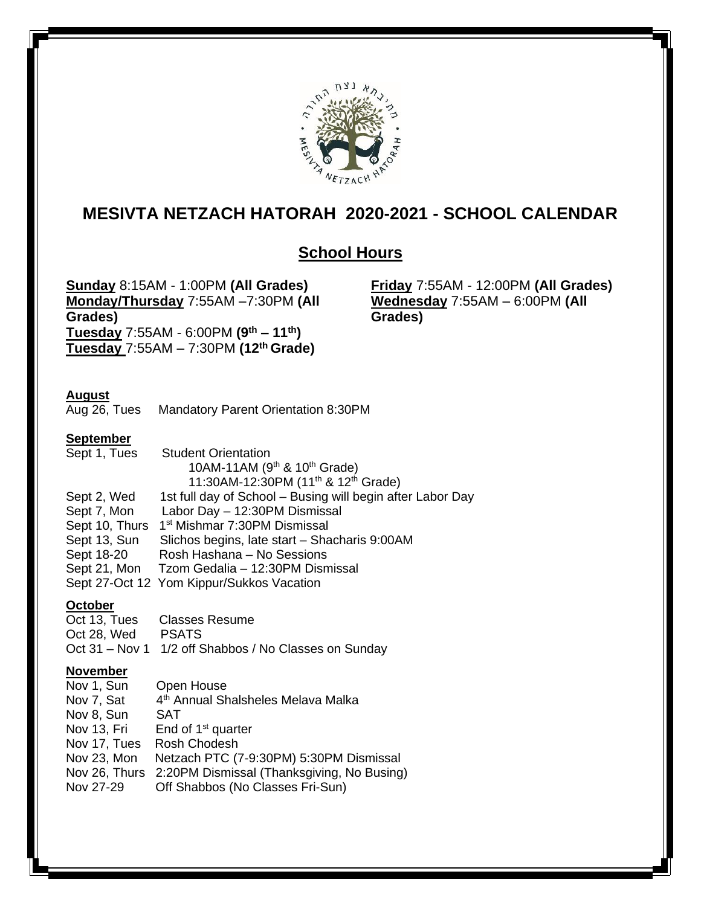# MESIVTA NETZACH HATORAH 2020-2021 - SCHOOL CALENDAR

## School Hours

**Sunday** 8:15AM - 1:00PM **(All Grades)**
**Monday/Thursday** 7:55AM –7:30PM **(All Grades)**
**Tuesday** 7:55AM - 6:00PM **(9th – 11th)**
**Tuesday** 7:55AM – 7:30PM **(12th Grade)**

**Friday** 7:55AM - 12:00PM **(All Grades)**
**Wednesday** 7:55AM – 6:00PM **(All Grades)**

**August**

Aug 26, Tues Mandatory Parent Orientation 8:30PM

**September**

Sept 1, Tues Student Orientation
10AM-11AM (9th & 10th Grade)
11:30AM-12:30PM (11th & 12th Grade)
Sept 2, Wed 1st full day of School – Busing will begin after Labor Day
Sept 7, Mon Labor Day – 12:30PM Dismissal
Sept 10, Thurs 1st Mishmar 7:30PM Dismissal
Sept 13, Sun Slichos begins, late start – Shacharis 9:00AM
Sept 18-20 Rosh Hashana – No Sessions
Sept 21, Mon Tzom Gedalia – 12:30PM Dismissal
Sept 27-Oct 12 Yom Kippur/Sukkos Vacation

**October**

Oct 13, Tues Classes Resume
Oct 28, Wed PSATS
Oct 31 – Nov 1 1/2 off Shabbos / No Classes on Sunday

**November**

Nov 1, Sun Open House
Nov 7, Sat 4th Annual Shalsheles Melava Malka
Nov 8, Sun SAT
Nov 13, Fri End of 1st quarter
Nov 17, Tues Rosh Chodesh
Nov 23, Mon Netzach PTC (7-9:30PM) 5:30PM Dismissal
Nov 26, Thurs 2:20PM Dismissal (Thanksgiving, No Busing)
Nov 27-29 Off Shabbos (No Classes Fri-Sun)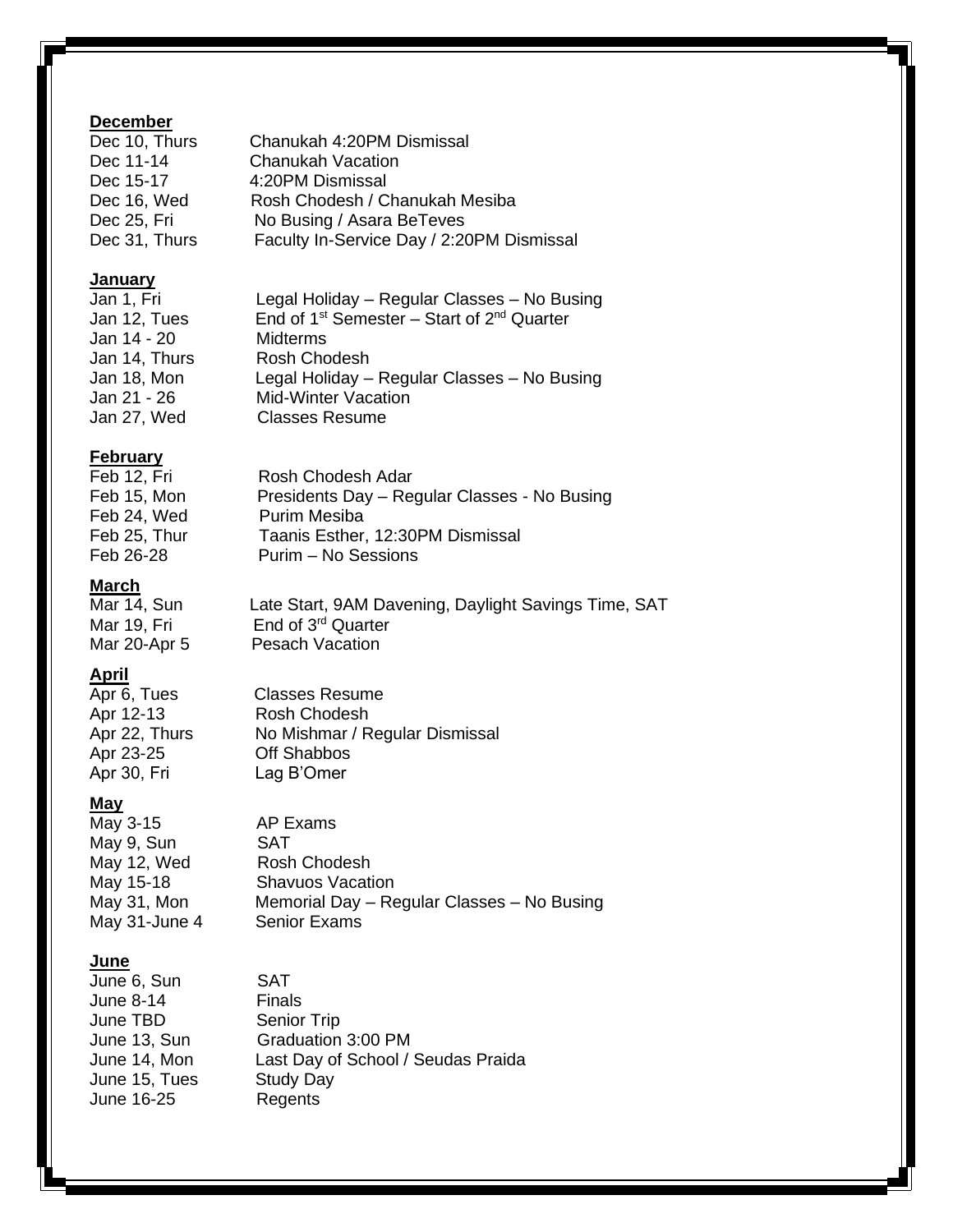**December**

| | |
|---|---|
| Dec 10, Thurs | Chanukah 4:20PM Dismissal |
| Dec 11-14 | Chanukah Vacation |
| Dec 15-17 | 4:20PM Dismissal |
| Dec 16, Wed | Rosh Chodesh / Chanukah Mesiba |
| Dec 25, Fri | No Busing / Asara BeTeves |
| Dec 31, Thurs | Faculty In-Service Day / 2:20PM Dismissal |

**January**

| | |
|---|---|
| Jan 1, Fri | Legal Holiday – Regular Classes – No Busing |
| Jan 12, Tues | End of 1st Semester – Start of 2nd Quarter |
| Jan 14 - 20 | Midterms |
| Jan 14, Thurs | Rosh Chodesh |
| Jan 18, Mon | Legal Holiday – Regular Classes – No Busing |
| Jan 21 - 26 | Mid-Winter Vacation |
| Jan 27, Wed | Classes Resume |

**February**

| | |
|---|---|
| Feb 12, Fri | Rosh Chodesh Adar |
| Feb 15, Mon | Presidents Day – Regular Classes - No Busing |
| Feb 24, Wed | Purim Mesiba |
| Feb 25, Thur | Taanis Esther, 12:30PM Dismissal |
| Feb 26-28 | Purim – No Sessions |

**March**

| | |
|---|---|
| Mar 14, Sun | Late Start, 9AM Davening, Daylight Savings Time, SAT |
| Mar 19, Fri | End of 3rd Quarter |
| Mar 20-Apr 5 | Pesach Vacation |

**April**

| | |
|---|---|
| Apr 6, Tues | Classes Resume |
| Apr 12-13 | Rosh Chodesh |
| Apr 22, Thurs | No Mishmar / Regular Dismissal |
| Apr 23-25 | Off Shabbos |
| Apr 30, Fri | Lag B'Omer |

**May**

| | |
|---|---|
| May 3-15 | AP Exams |
| May 9, Sun | SAT |
| May 12, Wed | Rosh Chodesh |
| May 15-18 | Shavuos Vacation |
| May 31, Mon | Memorial Day – Regular Classes – No Busing |
| May 31-June 4 | Senior Exams |

**June**

| | |
|---|---|
| June 6, Sun | SAT |
| June 8-14 | Finals |
| June TBD | Senior Trip |
| June 13, Sun | Graduation 3:00 PM |
| June 14, Mon | Last Day of School / Seudas Praida |
| June 15, Tues | Study Day |
| June 16-25 | Regents |